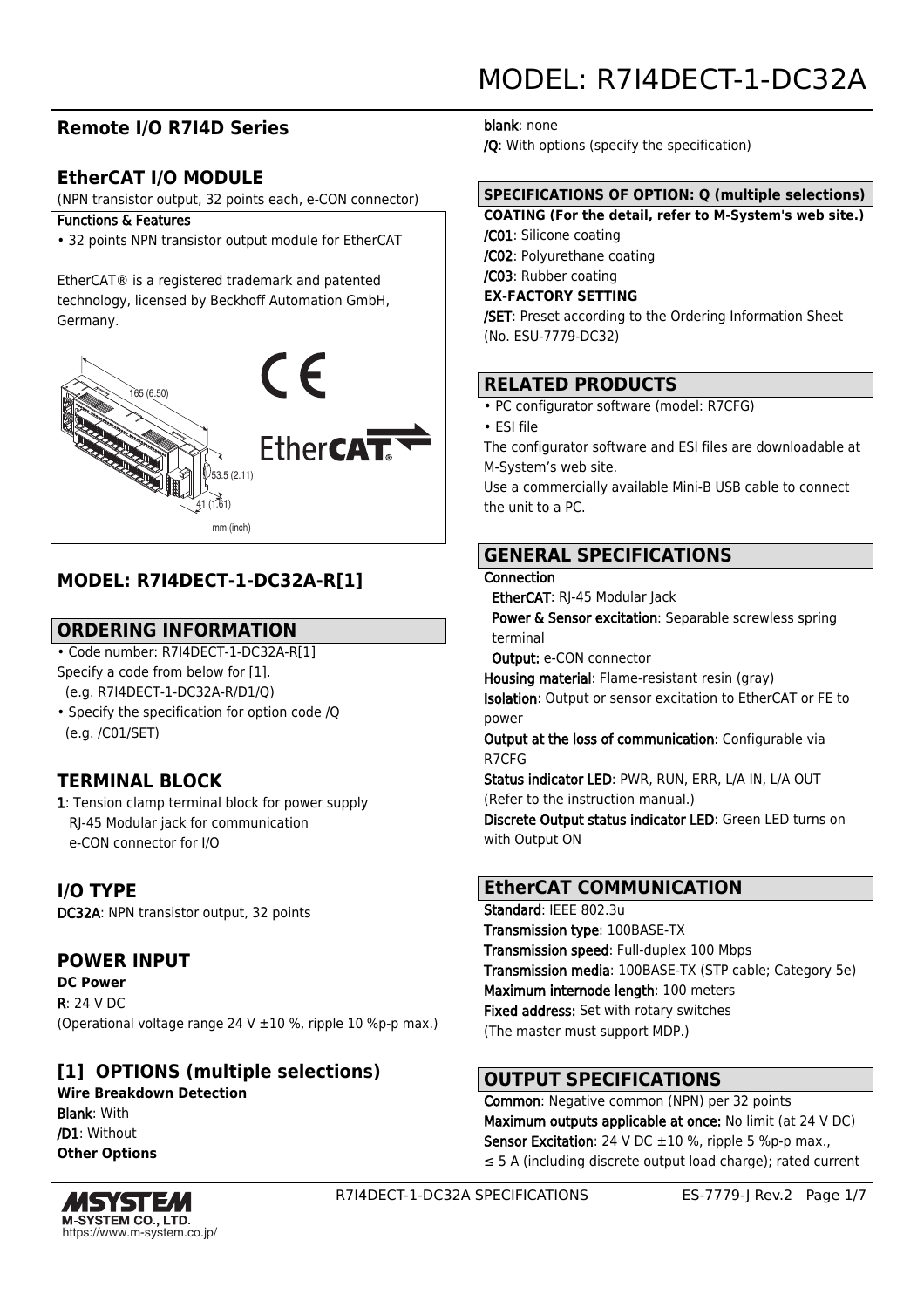# MODEL: R7I4DECT-1-DC32A

## Remote I/O R7I4D Series

## EtherCAT I/O MODULE

(NPN transistor output, 32 points each, e-CON connector)

**Functions & Features**

• 32 points NPN transistor output module for EtherCAT

EtherCAT® is a registered trademark and patented technology, licensed by Beckhoff Automation GmbH, Germany.

165 (6.50)

53.5 (2.11)

41 (1.61)

mm (inch)

## MODEL: R7I4DECT-1-DC32A-R[1]

## ORDERING INFORMATION

• Code number: R7I4DECT-1-DC32A-R[1]
Specify a code from below for [1].
(e.g. R7I4DECT-1-DC32A-R/D1/Q)

• Specify the specification for option code /Q
(e.g. /C01/SET)

## TERMINAL BLOCK

**1**: Tension clamp terminal block for power supply
RJ-45 Modular jack for communication
e-CON connector for I/O

## I/O TYPE

**DC32A**: NPN transistor output, 32 points

## POWER INPUT

**DC Power**

**R**: 24 V DC
(Operational voltage range 24 V ±10 %, ripple 10 %p-p max.)

## [1] OPTIONS (multiple selections)

**Wire Breakdown Detection**

**Blank**: With

**/D1**: Without

**Other Options**

**blank**: none

**/Q**: With options (specify the specification)

## SPECIFICATIONS OF OPTION: Q (multiple selections)

**COATING (For the detail, refer to M-System's web site.)**

**/C01**: Silicone coating

**/C02**: Polyurethane coating

**/C03**: Rubber coating

**EX-FACTORY SETTING**

**/SET**: Preset according to the Ordering Information Sheet (No. ESU-7779-DC32)

## RELATED PRODUCTS

• PC configurator software (model: R7CFG)

• ESI file

The configurator software and ESI files are downloadable at M-System's web site.

Use a commercially available Mini-B USB cable to connect the unit to a PC.

## GENERAL SPECIFICATIONS

**Connection**

**EtherCAT**: RJ-45 Modular Jack

**Power & Sensor excitation**: Separable screwless spring terminal

**Output:** e-CON connector

**Housing material**: Flame-resistant resin (gray)

**Isolation**: Output or sensor excitation to EtherCAT or FE to power

**Output at the loss of communication**: Configurable via R7CFG

**Status indicator LED**: PWR, RUN, ERR, L/A IN, L/A OUT (Refer to the instruction manual.)

**Discrete Output status indicator LED**: Green LED turns on with Output ON

## EtherCAT COMMUNICATION

**Standard**: IEEE 802.3u

**Transmission type**: 100BASE-TX

**Transmission speed**: Full-duplex 100 Mbps

**Transmission media**: 100BASE-TX (STP cable; Category 5e)

**Maximum internode length**: 100 meters

**Fixed address:** Set with rotary switches
(The master must support MDP.)

## OUTPUT SPECIFICATIONS

**Common**: Negative common (NPN) per 32 points

**Maximum outputs applicable at once:** No limit (at 24 V DC)

**Sensor Excitation**: 24 V DC ±10 %, ripple 5 %p-p max., ≤ 5 A (including discrete output load charge); rated current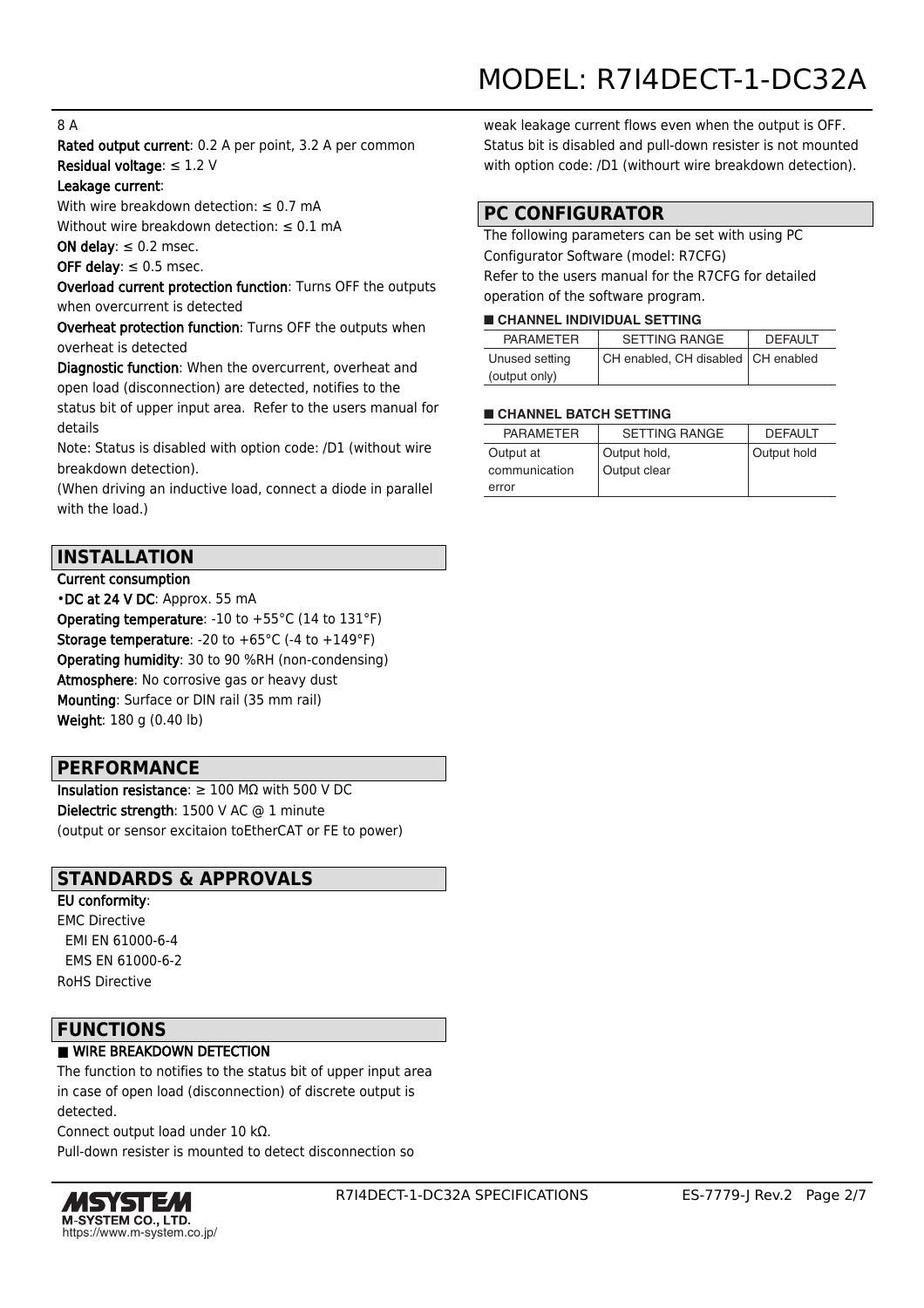8 A

**Rated output current**: 0.2 A per point, 3.2 A per common

**Residual voltage**: ≤ 1.2 V

**Leakage current**:

With wire breakdown detection: ≤ 0.7 mA

Without wire breakdown detection: ≤ 0.1 mA

**ON delay**: ≤ 0.2 msec.

**OFF delay**: ≤ 0.5 msec.

**Overload current protection function**: Turns OFF the outputs when overcurrent is detected

**Overheat protection function**: Turns OFF the outputs when overheat is detected

**Diagnostic function**: When the overcurrent, overheat and open load (disconnection) are detected, notifies to the status bit of upper input area. Refer to the users manual for details

Note: Status is disabled with option code: /D1 (without wire breakdown detection).

(When driving an inductive load, connect a diode in parallel with the load.)

## INSTALLATION

**Current consumption**

•**DC at 24 V DC**: Approx. 55 mA

**Operating temperature**: -10 to +55°C (14 to 131°F)

**Storage temperature**: -20 to +65°C (-4 to +149°F)

**Operating humidity**: 30 to 90 %RH (non-condensing)

**Atmosphere**: No corrosive gas or heavy dust

**Mounting**: Surface or DIN rail (35 mm rail)

**Weight**: 180 g (0.40 lb)

## PERFORMANCE

**Insulation resistance**: ≥ 100 MΩ with 500 V DC

**Dielectric strength**: 1500 V AC @ 1 minute

(output or sensor excitaion toEtherCAT or FE to power)

## STANDARDS & APPROVALS

**EU conformity**:

EMC Directive

EMI EN 61000-6-4

EMS EN 61000-6-2

RoHS Directive

## FUNCTIONS

### ■ WIRE BREAKDOWN DETECTION

The function to notifies to the status bit of upper input area in case of open load (disconnection) of discrete output is detected.

Connect output load under 10 kΩ.

Pull-down resister is mounted to detect disconnection so weak leakage current flows even when the output is OFF. Status bit is disabled and pull-down resister is not mounted with option code: /D1 (withourt wire breakdown detection).

## PC CONFIGURATOR

The following parameters can be set with using PC Configurator Software (model: R7CFG)

Refer to the users manual for the R7CFG for detailed operation of the software program.

### ■ CHANNEL INDIVIDUAL SETTING

| PARAMETER | SETTING RANGE | DEFAULT |
|---|---|---|
| Unused setting (output only) | CH enabled, CH disabled | CH enabled |

### ■ CHANNEL BATCH SETTING

| PARAMETER | SETTING RANGE | DEFAULT |
|---|---|---|
| Output at communication error | Output hold, Output clear | Output hold |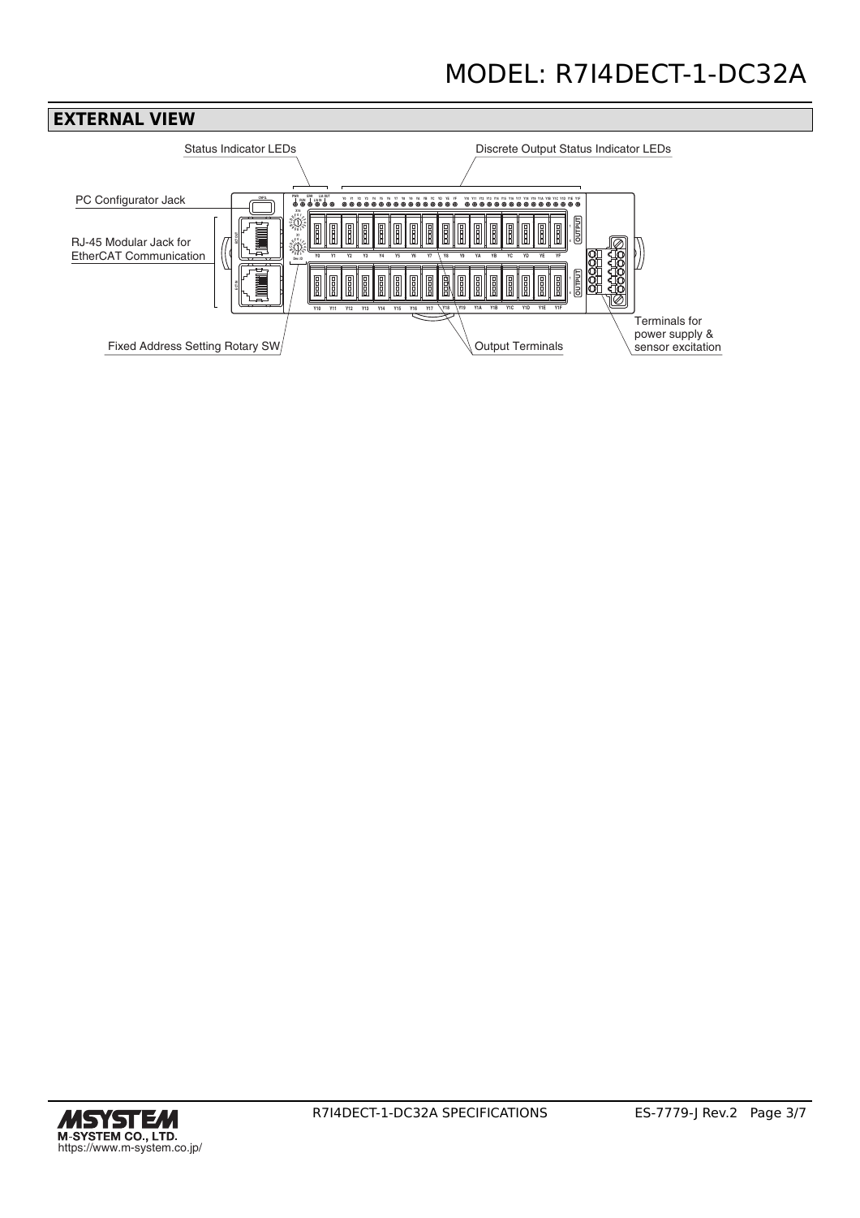# MODEL: R7I4DECT-1-DC32A

## EXTERNAL VIEW

Status Indicator LEDs

Discrete Output Status Indicator LEDs

PC Configurator Jack

RJ-45 Modular Jack for EtherCAT Communication

Fixed Address Setting Rotary SW

Output Terminals

Terminals for power supply & sensor excitation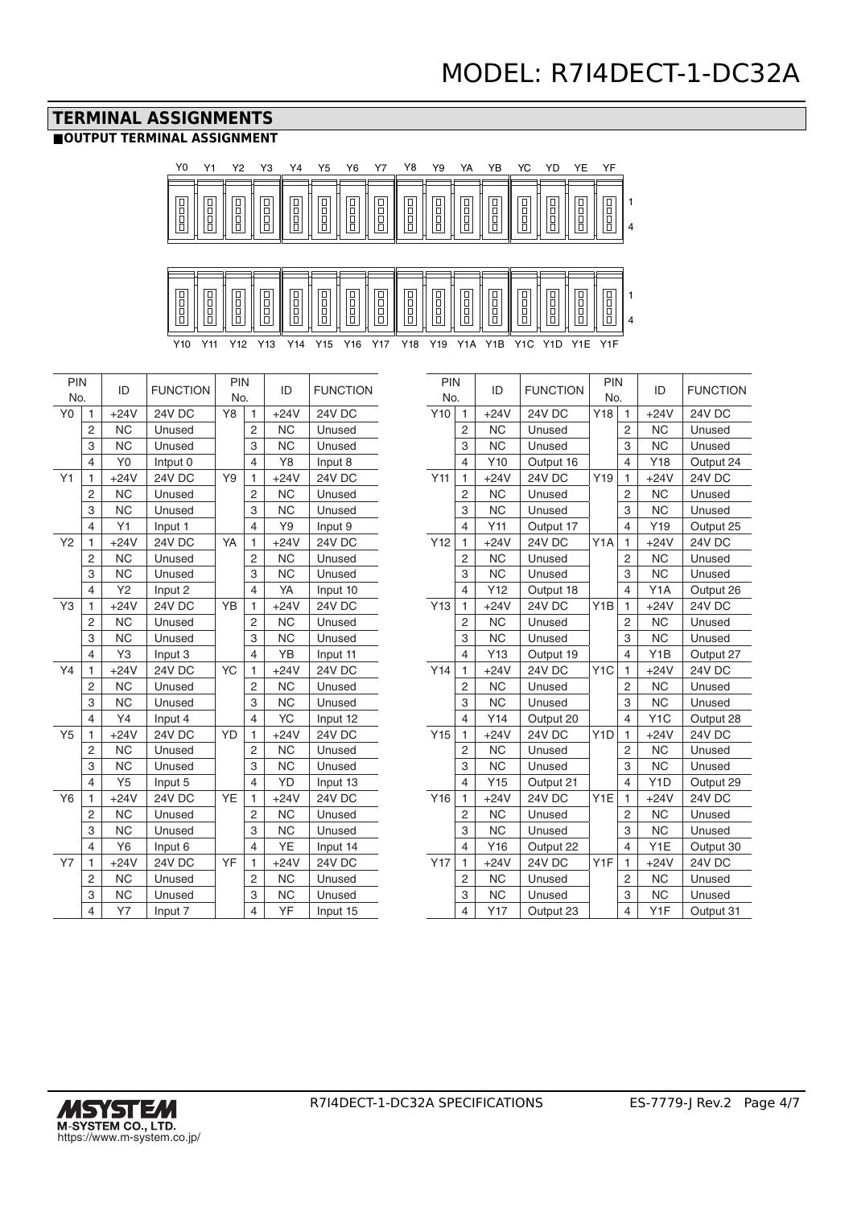## TERMINAL ASSIGNMENTS

■**OUTPUT TERMINAL ASSIGNMENT**

Y0 Y1 Y2 Y3 Y4 Y5 Y6 Y7 Y8 Y9 YA YB YC YD YE YF

1
4

1
4

Y10 Y11 Y12 Y13 Y14 Y15 Y16 Y17 Y18 Y19 Y1A Y1B Y1C Y1D Y1E Y1F

| PIN No. | | ID | FUNCTION | PIN No. | | ID | FUNCTION |
|---|---|---|---|---|---|---|---|
| Y0 | 1 | +24V | 24V DC | Y8 | 1 | +24V | 24V DC |
| | 2 | NC | Unused | | 2 | NC | Unused |
| | 3 | NC | Unused | | 3 | NC | Unused |
| | 4 | Y0 | Intput 0 | | 4 | Y8 | Input 8 |
| Y1 | 1 | +24V | 24V DC | Y9 | 1 | +24V | 24V DC |
| | 2 | NC | Unused | | 2 | NC | Unused |
| | 3 | NC | Unused | | 3 | NC | Unused |
| | 4 | Y1 | Input 1 | | 4 | Y9 | Input 9 |
| Y2 | 1 | +24V | 24V DC | YA | 1 | +24V | 24V DC |
| | 2 | NC | Unused | | 2 | NC | Unused |
| | 3 | NC | Unused | | 3 | NC | Unused |
| | 4 | Y2 | Input 2 | | 4 | YA | Input 10 |
| Y3 | 1 | +24V | 24V DC | YB | 1 | +24V | 24V DC |
| | 2 | NC | Unused | | 2 | NC | Unused |
| | 3 | NC | Unused | | 3 | NC | Unused |
| | 4 | Y3 | Input 3 | | 4 | YB | Input 11 |
| Y4 | 1 | +24V | 24V DC | YC | 1 | +24V | 24V DC |
| | 2 | NC | Unused | | 2 | NC | Unused |
| | 3 | NC | Unused | | 3 | NC | Unused |
| | 4 | Y4 | Input 4 | | 4 | YC | Input 12 |
| Y5 | 1 | +24V | 24V DC | YD | 1 | +24V | 24V DC |
| | 2 | NC | Unused | | 2 | NC | Unused |
| | 3 | NC | Unused | | 3 | NC | Unused |
| | 4 | Y5 | Input 5 | | 4 | YD | Input 13 |
| Y6 | 1 | +24V | 24V DC | YE | 1 | +24V | 24V DC |
| | 2 | NC | Unused | | 2 | NC | Unused |
| | 3 | NC | Unused | | 3 | NC | Unused |
| | 4 | Y6 | Input 6 | | 4 | YE | Input 14 |
| Y7 | 1 | +24V | 24V DC | YF | 1 | +24V | 24V DC |
| | 2 | NC | Unused | | 2 | NC | Unused |
| | 3 | NC | Unused | | 3 | NC | Unused |
| | 4 | Y7 | Input 7 | | 4 | YF | Input 15 |

| PIN No. | | ID | FUNCTION | PIN No. | | ID | FUNCTION |
|---|---|---|---|---|---|---|---|
| Y10 | 1 | +24V | 24V DC | Y18 | 1 | +24V | 24V DC |
| | 2 | NC | Unused | | 2 | NC | Unused |
| | 3 | NC | Unused | | 3 | NC | Unused |
| | 4 | Y10 | Output 16 | | 4 | Y18 | Output 24 |
| Y11 | 1 | +24V | 24V DC | Y19 | 1 | +24V | 24V DC |
| | 2 | NC | Unused | | 2 | NC | Unused |
| | 3 | NC | Unused | | 3 | NC | Unused |
| | 4 | Y11 | Output 17 | | 4 | Y19 | Output 25 |
| Y12 | 1 | +24V | 24V DC | Y1A | 1 | +24V | 24V DC |
| | 2 | NC | Unused | | 2 | NC | Unused |
| | 3 | NC | Unused | | 3 | NC | Unused |
| | 4 | Y12 | Output 18 | | 4 | Y1A | Output 26 |
| Y13 | 1 | +24V | 24V DC | Y1B | 1 | +24V | 24V DC |
| | 2 | NC | Unused | | 2 | NC | Unused |
| | 3 | NC | Unused | | 3 | NC | Unused |
| | 4 | Y13 | Output 19 | | 4 | Y1B | Output 27 |
| Y14 | 1 | +24V | 24V DC | Y1C | 1 | +24V | 24V DC |
| | 2 | NC | Unused | | 2 | NC | Unused |
| | 3 | NC | Unused | | 3 | NC | Unused |
| | 4 | Y14 | Output 20 | | 4 | Y1C | Output 28 |
| Y15 | 1 | +24V | 24V DC | Y1D | 1 | +24V | 24V DC |
| | 2 | NC | Unused | | 2 | NC | Unused |
| | 3 | NC | Unused | | 3 | NC | Unused |
| | 4 | Y15 | Output 21 | | 4 | Y1D | Output 29 |
| Y16 | 1 | +24V | 24V DC | Y1E | 1 | +24V | 24V DC |
| | 2 | NC | Unused | | 2 | NC | Unused |
| | 3 | NC | Unused | | 3 | NC | Unused |
| | 4 | Y16 | Output 22 | | 4 | Y1E | Output 30 |
| Y17 | 1 | +24V | 24V DC | Y1F | 1 | +24V | 24V DC |
| | 2 | NC | Unused | | 2 | NC | Unused |
| | 3 | NC | Unused | | 3 | NC | Unused |
| | 4 | Y17 | Output 23 | | 4 | Y1F | Output 31 |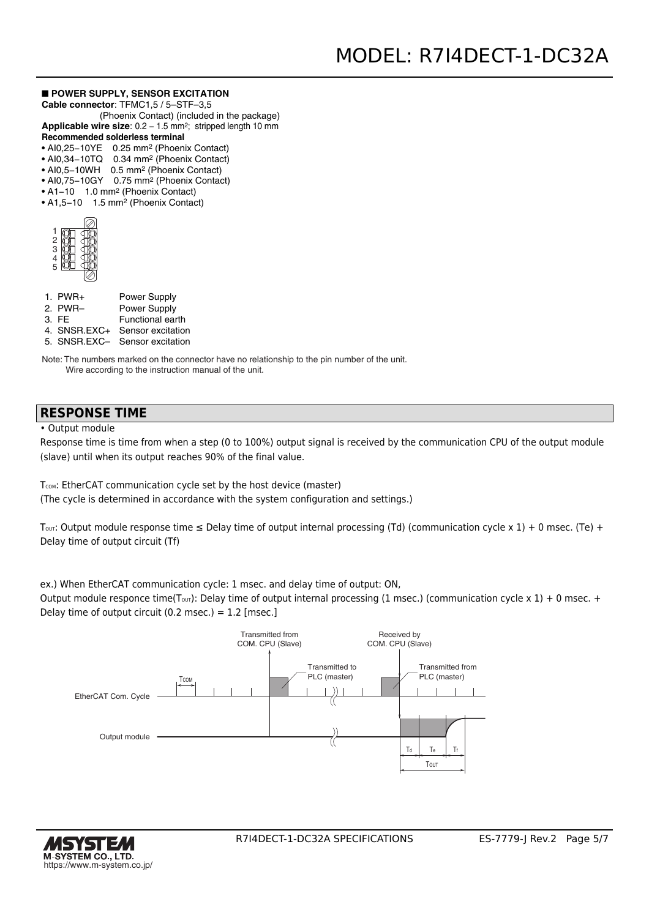■ **POWER SUPPLY, SENSOR EXCITATION**

**Cable connector**: TFMC1,5 / 5–STF–3,5 (Phoenix Contact) (included in the package)

**Applicable wire size**: 0.2 – 1.5 mm²; stripped length 10 mm

**Recommended solderless terminal**

- AI0,25–10YE 0.25 mm² (Phoenix Contact)
- AI0,34–10TQ 0.34 mm² (Phoenix Contact)
- AI0,5–10WH 0.5 mm² (Phoenix Contact)
- AI0,75–10GY 0.75 mm² (Phoenix Contact)
- A1–10 1.0 mm² (Phoenix Contact)
- A1,5–10 1.5 mm² (Phoenix Contact)

1. PWR+ Power Supply
2. PWR– Power Supply
3. FE Functional earth
4. SNSR.EXC+ Sensor excitation
5. SNSR.EXC– Sensor excitation

Note: The numbers marked on the connector have no relationship to the pin number of the unit. Wire according to the instruction manual of the unit.

## RESPONSE TIME

- Output module

Response time is time from when a step (0 to 100%) output signal is received by the communication CPU of the output module (slave) until when its output reaches 90% of the final value.

$T_{COM}$: EtherCAT communication cycle set by the host device (master)
(The cycle is determined in accordance with the system configuration and settings.)

$T_{OUT}$: Output module response time ≤ Delay time of output internal processing (Td) (communication cycle x 1) + 0 msec. (Te) + Delay time of output circuit (Tf)

ex.) When EtherCAT communication cycle: 1 msec. and delay time of output: ON,
Output module responce time($T_{OUT}$): Delay time of output internal processing (1 msec.) (communication cycle x 1) + 0 msec. + Delay time of output circuit (0.2 msec.) = 1.2 [msec.]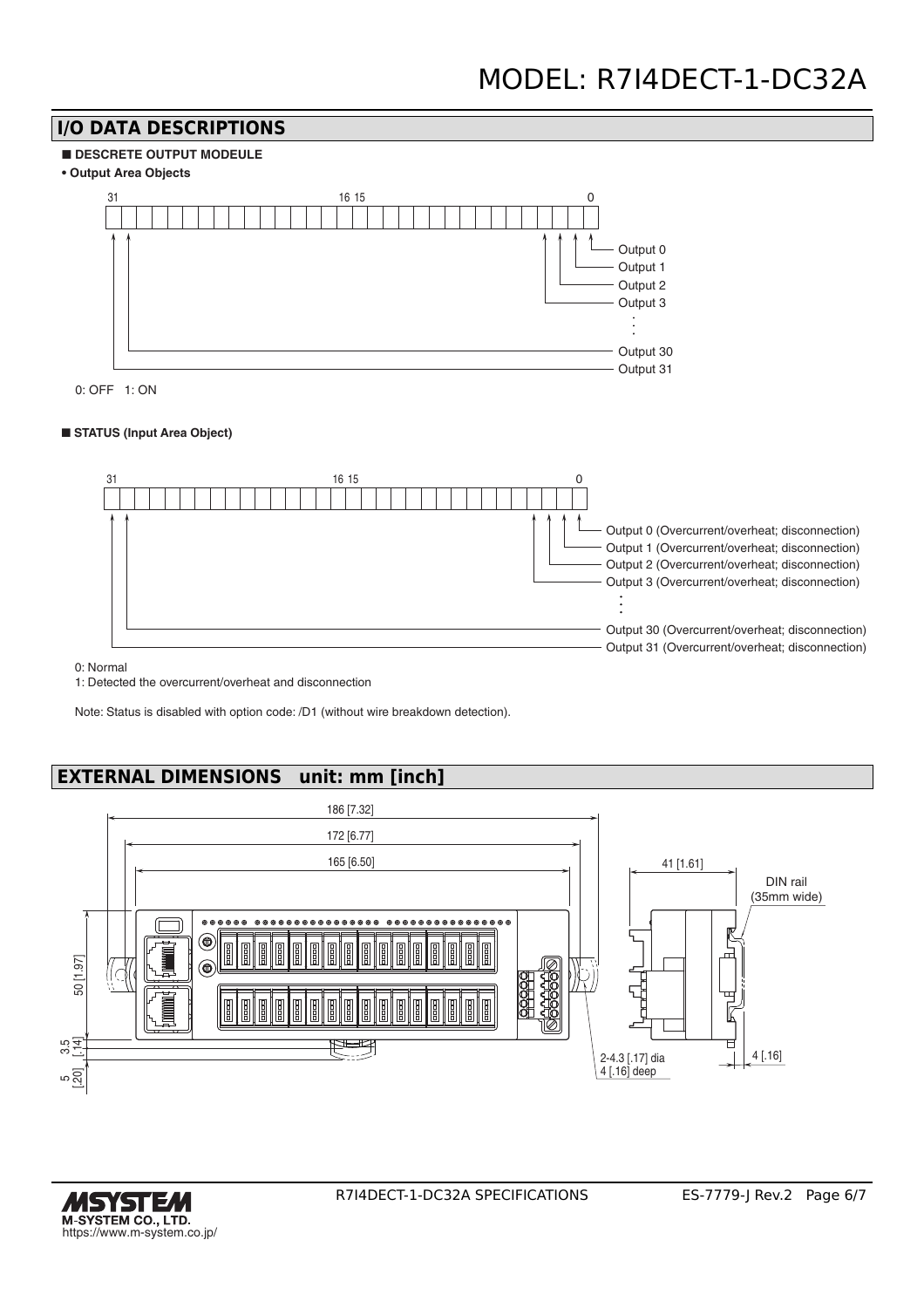## I/O DATA DESCRIPTIONS

### ■ DESCRETE OUTPUT MODEULE

**• Output Area Objects**

31 ... 16 15 ... 0

- Output 0
- Output 1
- Output 2
- Output 3
- ⋮
- Output 30
- Output 31

0: OFF 1: ON

### ■ STATUS (Input Area Object)

31 ... 16 15 ... 0

- Output 0 (Overcurrent/overheat; disconnection)
- Output 1 (Overcurrent/overheat; disconnection)
- Output 2 (Overcurrent/overheat; disconnection)
- Output 3 (Overcurrent/overheat; disconnection)
- ⋮
- Output 30 (Overcurrent/overheat; disconnection)
- Output 31 (Overcurrent/overheat; disconnection)

0: Normal
1: Detected the overcurrent/overheat and disconnection

Note: Status is disabled with option code: /D1 (without wire breakdown detection).

## EXTERNAL DIMENSIONS unit: mm [inch]

186 [7.32]
172 [6.77]
165 [6.50]
41 [1.61]
DIN rail (35mm wide)
50 [1.97]
3.5 [.14]
5 [.20]
2-4.3 [.17] dia 4 [.16] deep
4 [.16]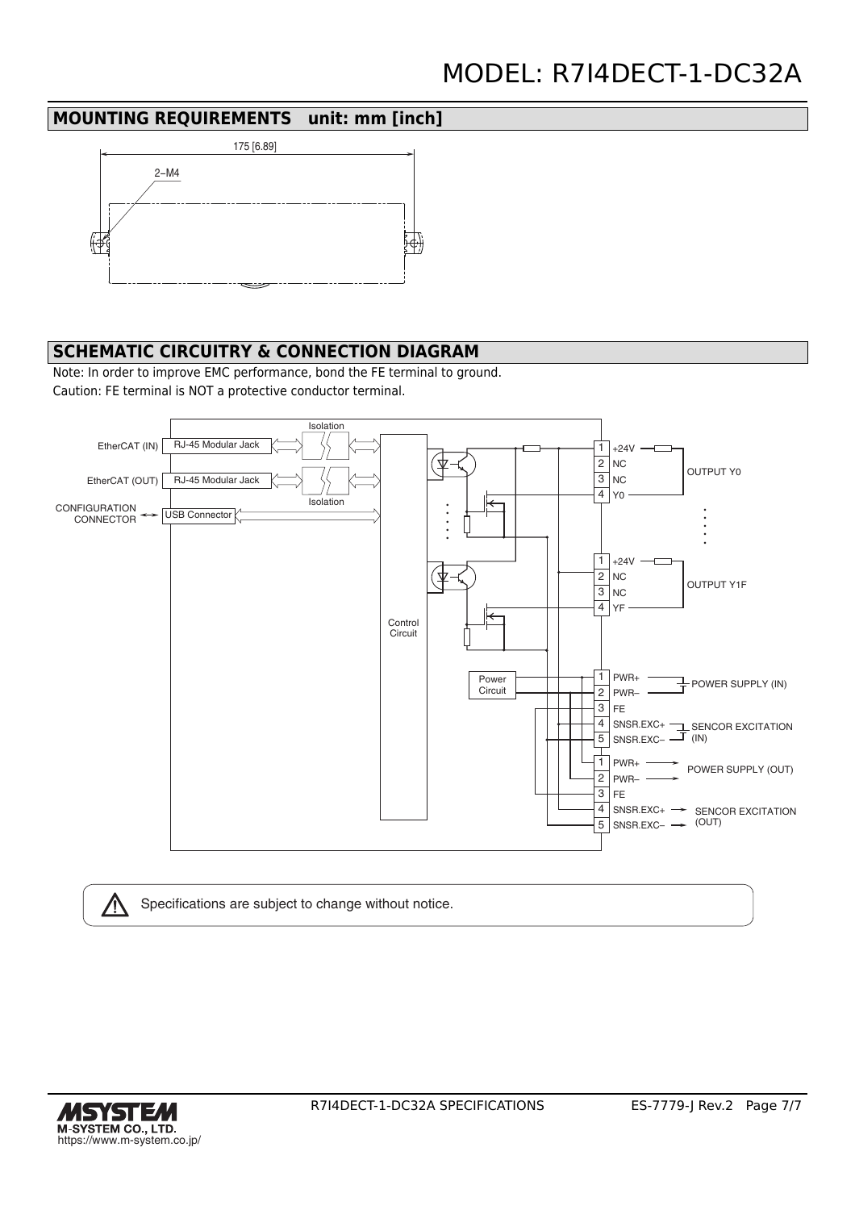## MOUNTING REQUIREMENTS unit: mm [inch]

175 [6.89]

2–M4

## SCHEMATIC CIRCUITRY & CONNECTION DIAGRAM

Note: In order to improve EMC performance, bond the FE terminal to ground.

Caution: FE terminal is NOT a protective conductor terminal.

EtherCAT (IN)
RJ-45 Modular Jack
Isolation
EtherCAT (OUT)
RJ-45 Modular Jack
Isolation
CONFIGURATION CONNECTOR
USB Connector
Control Circuit
Power Circuit

1 +24V
2 NC
3 NC
4 Y0
OUTPUT Y0

1 +24V
2 NC
3 NC
4 YF
OUTPUT Y1F

1 PWR+
2 PWR–
3 FE
4 SNSR.EXC+
5 SNSR.EXC–
POWER SUPPLY (IN)
SENCOR EXCITATION (IN)

1 PWR+
2 PWR–
3 FE
4 SNSR.EXC+
5 SNSR.EXC–
POWER SUPPLY (OUT)
SENCOR EXCITATION (OUT)

Specifications are subject to change without notice.